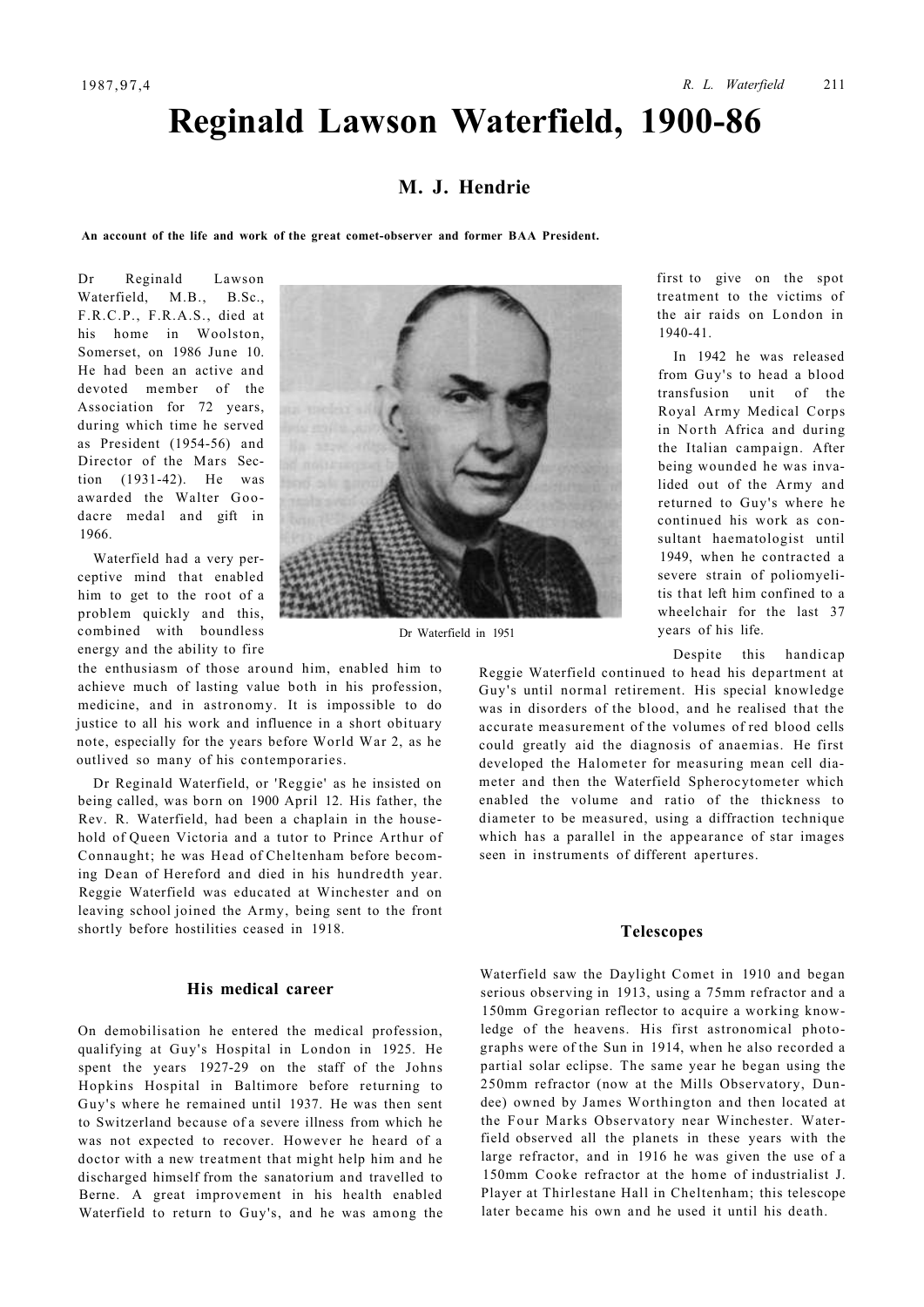# Reginald Lawson Waterfield, 1900-86

## M. J. Hendrie

**An account of the life and work of the great comet-observer and former BAA President.**

Dr Reginald Lawson Waterfield, M.B., B.Sc., F.R.C.P., F.R.A.S., died at his home in Woolston, Somerset, on 1986 June 10. He had been an active and devoted member of the Association for 72 years, during which time he served as President (1954-56) and Director of the Mars Section (1931-42). He was awarded the Walter Goodacre medal and gift in 1966.

Waterfield had a very perceptive mind that enabled him to get to the root of a problem quickly and this, combined with boundless energy and the ability to fire the enthusiasm of those around him, enabled him to achieve much of lasting value both in his profession, medicine, and in astronomy. It is impossible to do justice to all his work and influence in a short obituary note, especially for the years before World War 2, as he outlived so many of his contemporaries.

Dr Waterfield in 1951

Dr Reginald Waterfield, or 'Reggie' as he insisted on being called, was born on 1900 April 12. His father, the Rev. R. Waterfield, had been a chaplain in the household of Queen Victoria and a tutor to Prince Arthur of Connaught; he was Head of Cheltenham before becoming Dean of Hereford and died in his hundredth year. Reggie Waterfield was educated at Winchester and on leaving school joined the Army, being sent to the front shortly before hostilities ceased in 1918.

### His medical career

On demobilisation he entered the medical profession, qualifying at Guy's Hospital in London in 1925. He spent the years 1927-29 on the staff of the Johns Hopkins Hospital in Baltimore before returning to Guy's where he remained until 1937. He was then sent to Switzerland because of a severe illness from which he was not expected to recover. However he heard of a doctor with a new treatment that might help him and he discharged himself from the sanatorium and travelled to Berne. A great improvement in his health enabled Waterfield to return to Guy's, and he was among the first to give on the spot treatment to the victims of the air raids on London in 1940-41.

In 1942 he was released from Guy's to head a blood transfusion unit of the Royal Army Medical Corps in North Africa and during the Italian campaign. After being wounded he was invalided out of the Army and returned to Guy's where he continued his work as consultant haematologist until 1949, when he contracted a severe strain of poliomyelitis that left him confined to a wheelchair for the last 37 years of his life.

Despite this handicap Reggie Waterfield continued to head his department at Guy's until normal retirement. His special knowledge was in disorders of the blood, and he realised that the accurate measurement of the volumes of red blood cells could greatly aid the diagnosis of anaemias. He first developed the Halometer for measuring mean cell diameter and then the Waterfield Spherocytometer which enabled the volume and ratio of the thickness to diameter to be measured, using a diffraction technique which has a parallel in the appearance of star images seen in instruments of different apertures.

### Telescopes

Waterfield saw the Daylight Comet in 1910 and began serious observing in 1913, using a 75mm refractor and a 150mm Gregorian reflector to acquire a working knowledge of the heavens. His first astronomical photographs were of the Sun in 1914, when he also recorded a partial solar eclipse. The same year he began using the 250mm refractor (now at the Mills Observatory, Dundee) owned by James Worthington and then located at the Four Marks Observatory near Winchester. Waterfield observed all the planets in these years with the large refractor, and in 1916 he was given the use of a 150mm Cooke refractor at the home of industrialist J. Player at Thirlestane Hall in Cheltenham; this telescope later became his own and he used it until his death.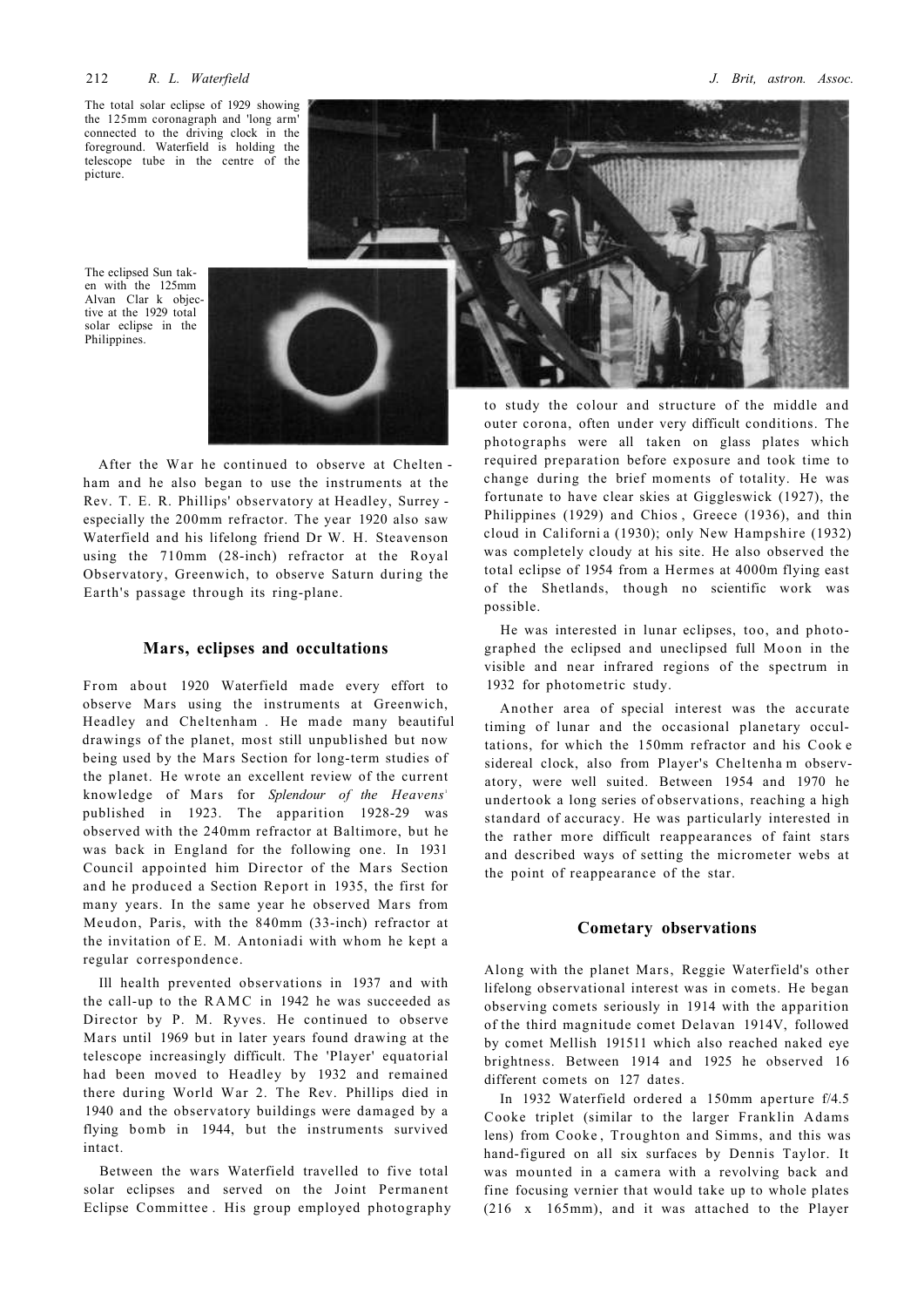The total solar eclipse of 1929 showing the 125mm coronagraph and 'long arm' connected to the driving clock in the foreground. Waterfield is holding the telescope tube in the centre of the picture.

The eclipsed Sun taken with the 125mm Alvan Clark objective at the 1929 total solar eclipse in the Philippines.

After the War he continued to observe at Cheltenham and he also began to use the instruments at the Rev. T. E. R. Phillips' observatory at Headley, Surrey - especially the 200mm refractor. The year 1920 also saw Waterfield and his lifelong friend Dr W. H. Steavenson using the 710mm (28-inch) refractor at the Royal Observatory, Greenwich, to observe Saturn during the Earth's passage through its ring-plane.

## Mars, eclipses and occultations

From about 1920 Waterfield made every effort to observe Mars using the instruments at Greenwich, Headley and Cheltenham. He made many beautiful drawings of the planet, most still unpublished but now being used by the Mars Section for long-term studies of the planet. He wrote an excellent review of the current knowledge of Mars for *Splendour of the Heavens*[1] published in 1923. The apparition 1928-29 was observed with the 240mm refractor at Baltimore, but he was back in England for the following one. In 1931 Council appointed him Director of the Mars Section and he produced a Section Report in 1935, the first for many years. In the same year he observed Mars from Meudon, Paris, with the 840mm (33-inch) refractor at the invitation of E. M. Antoniadi with whom he kept a regular correspondence.

Ill health prevented observations in 1937 and with the call-up to the RAMC in 1942 he was succeeded as Director by P. M. Ryves. He continued to observe Mars until 1969 but in later years found drawing at the telescope increasingly difficult. The 'Player' equatorial had been moved to Headley by 1932 and remained there during World War 2. The Rev. Phillips died in 1940 and the observatory buildings were damaged by a flying bomb in 1944, but the instruments survived intact.

Between the wars Waterfield travelled to five total solar eclipses and served on the Joint Permanent Eclipse Committee. His group employed photography to study the colour and structure of the middle and outer corona, often under very difficult conditions. The photographs were all taken on glass plates which required preparation before exposure and took time to change during the brief moments of totality. He was fortunate to have clear skies at Giggleswick (1927), the Philippines (1929) and Chios, Greece (1936), and thin cloud in California (1930); only New Hampshire (1932) was completely cloudy at his site. He also observed the total eclipse of 1954 from a Hermes at 4000m flying east of the Shetlands, though no scientific work was possible.

He was interested in lunar eclipses, too, and photographed the eclipsed and uneclipsed full Moon in the visible and near infrared regions of the spectrum in 1932 for photometric study.

Another area of special interest was the accurate timing of lunar and the occasional planetary occultations, for which the 150mm refractor and his Cooke sidereal clock, also from Player's Cheltenham observatory, were well suited. Between 1954 and 1970 he undertook a long series of observations, reaching a high standard of accuracy. He was particularly interested in the rather more difficult reappearances of faint stars and described ways of setting the micrometer webs at the point of reappearance of the star.

## Cometary observations

Along with the planet Mars, Reggie Waterfield's other lifelong observational interest was in comets. He began observing comets seriously in 1914 with the apparition of the third magnitude comet Delavan 1914V, followed by comet Mellish 1915II which also reached naked eye brightness. Between 1914 and 1925 he observed 16 different comets on 127 dates.

In 1932 Waterfield ordered a 150mm aperture f/4.5 Cooke triplet (similar to the larger Franklin Adams lens) from Cooke, Troughton and Simms, and this was hand-figured on all six surfaces by Dennis Taylor. It was mounted in a camera with a revolving back and fine focusing vernier that would take up to whole plates (216 x 165mm), and it was attached to the Player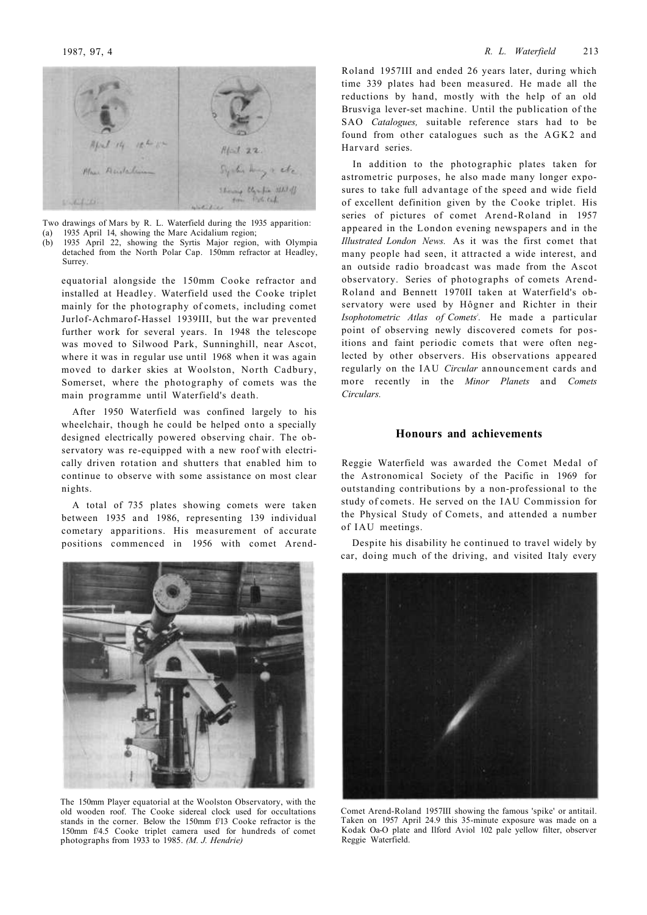Two drawings of Mars by R. L. Waterfield during the 1935 apparition:
(a) 1935 April 14, showing the Mare Acidalium region;
(b) 1935 April 22, showing the Syrtis Major region, with Olympia detached from the North Polar Cap. 150mm refractor at Headley, Surrey.

equatorial alongside the 150mm Cooke refractor and installed at Headley. Waterfield used the Cooke triplet mainly for the photography of comets, including comet Jurlof-Achmarof-Hassel 1939III, but the war prevented further work for several years. In 1948 the telescope was moved to Silwood Park, Sunninghill, near Ascot, where it was in regular use until 1968 when it was again moved to darker skies at Woolston, North Cadbury, Somerset, where the photography of comets was the main programme until Waterfield's death.

After 1950 Waterfield was confined largely to his wheelchair, though he could be helped onto a specially designed electrically powered observing chair. The observatory was re-equipped with a new roof with electrically driven rotation and shutters that enabled him to continue to observe with some assistance on most clear nights.

A total of 735 plates showing comets were taken between 1935 and 1986, representing 139 individual cometary apparitions. His measurement of accurate positions commenced in 1956 with comet Arend-Roland 1957III and ended 26 years later, during which time 339 plates had been measured. He made all the reductions by hand, mostly with the help of an old Brusviga lever-set machine. Until the publication of the SAO *Catalogues,* suitable reference stars had to be found from other catalogues such as the AGK2 and Harvard series.

The 150mm Player equatorial at the Woolston Observatory, with the old wooden roof. The Cooke sidereal clock used for occultations stands in the corner. Below the 150mm f/13 Cooke refractor is the 150mm f/4.5 Cooke triplet camera used for hundreds of comet photographs from 1933 to 1985. *(M. J. Hendrie)*

In addition to the photographic plates taken for astrometric purposes, he also made many longer exposures to take full advantage of the speed and wide field of excellent definition given by the Cooke triplet. His series of pictures of comet Arend-Roland in 1957 appeared in the London evening newspapers and in the *Illustrated London News.* As it was the first comet that many people had seen, it attracted a wide interest, and an outside radio broadcast was made from the Ascot observatory. Series of photographs of comets Arend-Roland and Bennett 1970II taken at Waterfield's observatory were used by Högner and Richter in their *Isophotometric Atlas of Comets*[2]. He made a particular point of observing newly discovered comets for positions and faint periodic comets that were often neglected by other observers. His observations appeared regularly on the IAU *Circular* announcement cards and more recently in the *Minor Planets* and *Comets Circulars.*

## Honours and achievements

Reggie Waterfield was awarded the Comet Medal of the Astronomical Society of the Pacific in 1969 for outstanding contributions by a non-professional to the study of comets. He served on the IAU Commission for the Physical Study of Comets, and attended a number of IAU meetings.

Despite his disability he continued to travel widely by car, doing much of the driving, and visited Italy every

Comet Arend-Roland 1957III showing the famous 'spike' or antitail. Taken on 1957 April 24.9 this 35-minute exposure was made on a Kodak Oa-O plate and Ilford Aviol 102 pale yellow filter, observer Reggie Waterfield.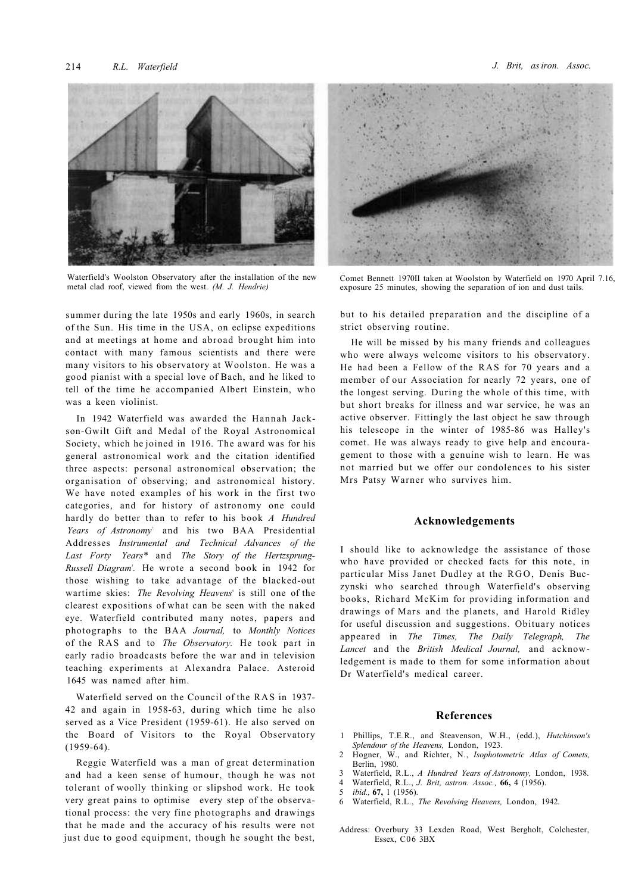Waterfield's Woolston Observatory after the installation of the new metal clad roof, viewed from the west. *(M. J. Hendrie)*

Comet Bennett 1970II taken at Woolston by Waterfield on 1970 April 7.16, exposure 25 minutes, showing the separation of ion and dust tails.

summer during the late 1950s and early 1960s, in search of the Sun. His time in the USA, on eclipse expeditions and at meetings at home and abroad brought him into contact with many famous scientists and there were many visitors to his observatory at Woolston. He was a good pianist with a special love of Bach, and he liked to tell of the time he accompanied Albert Einstein, who was a keen violinist.

In 1942 Waterfield was awarded the Hannah Jackson-Gwilt Gift and Medal of the Royal Astronomical Society, which he joined in 1916. The award was for his general astronomical work and the citation identified three aspects: personal astronomical observation; the organisation of observing; and astronomical history. We have noted examples of his work in the first two categories, and for history of astronomy one could hardly do better than to refer to his book *A Hundred Years of Astronomy*[3] and his two BAA Presidential Addresses *Instrumental and Technical Advances of the Last Forty Years*[4] and *The Story of the Hertzsprung-Russell Diagram*[5]. He wrote a second book in 1942 for those wishing to take advantage of the blacked-out wartime skies: *The Revolving Heavens*[6] is still one of the clearest expositions of what can be seen with the naked eye. Waterfield contributed many notes, papers and photographs to the BAA *Journal,* to *Monthly Notices* of the RAS and to *The Observatory.* He took part in early radio broadcasts before the war and in television teaching experiments at Alexandra Palace. Asteroid 1645 was named after him.

Waterfield served on the Council of the RAS in 1937-42 and again in 1958-63, during which time he also served as a Vice President (1959-61). He also served on the Board of Visitors to the Royal Observatory (1959-64).

Reggie Waterfield was a man of great determination and had a keen sense of humour, though he was not tolerant of woolly thinking or slipshod work. He took very great pains to optimise every step of the observational process: the very fine photographs and drawings that he made and the accuracy of his results were not just due to good equipment, though he sought the best, but to his detailed preparation and the discipline of a strict observing routine.

He will be missed by his many friends and colleagues who were always welcome visitors to his observatory. He had been a Fellow of the RAS for 70 years and a member of our Association for nearly 72 years, one of the longest serving. During the whole of this time, with but short breaks for illness and war service, he was an active observer. Fittingly the last object he saw through his telescope in the winter of 1985-86 was Halley's comet. He was always ready to give help and encouragement to those with a genuine wish to learn. He was not married but we offer our condolences to his sister Mrs Patsy Warner who survives him.

## Acknowledgements

I should like to acknowledge the assistance of those who have provided or checked facts for this note, in particular Miss Janet Dudley at the RGO, Denis Buczynski who searched through Waterfield's observing books, Richard McKim for providing information and drawings of Mars and the planets, and Harold Ridley for useful discussion and suggestions. Obituary notices appeared in *The Times, The Daily Telegraph, The Lancet* and the *British Medical Journal,* and acknowledgement is made to them for some information about Dr Waterfield's medical career.

## References

1. Phillips, T.E.R., and Steavenson, W.H., (edd.), *Hutchinson's Splendour of the Heavens,* London, 1923.
2. Hogner, W., and Richter, N., *Isophotometric Atlas of Comets,* Berlin, 1980.
3. Waterfield, R.L., *A Hundred Years of Astronomy,* London, 1938.
4. Waterfield, R.L., *J. Brit, astron. Assoc.,* **66,** 4 (1956).
5. *ibid.,* **67,** 1 (1956).
6. Waterfield, R.L., *The Revolving Heavens,* London, 1942.

Address: Overbury 33 Lexden Road, West Bergholt, Colchester, Essex, C06 3BX